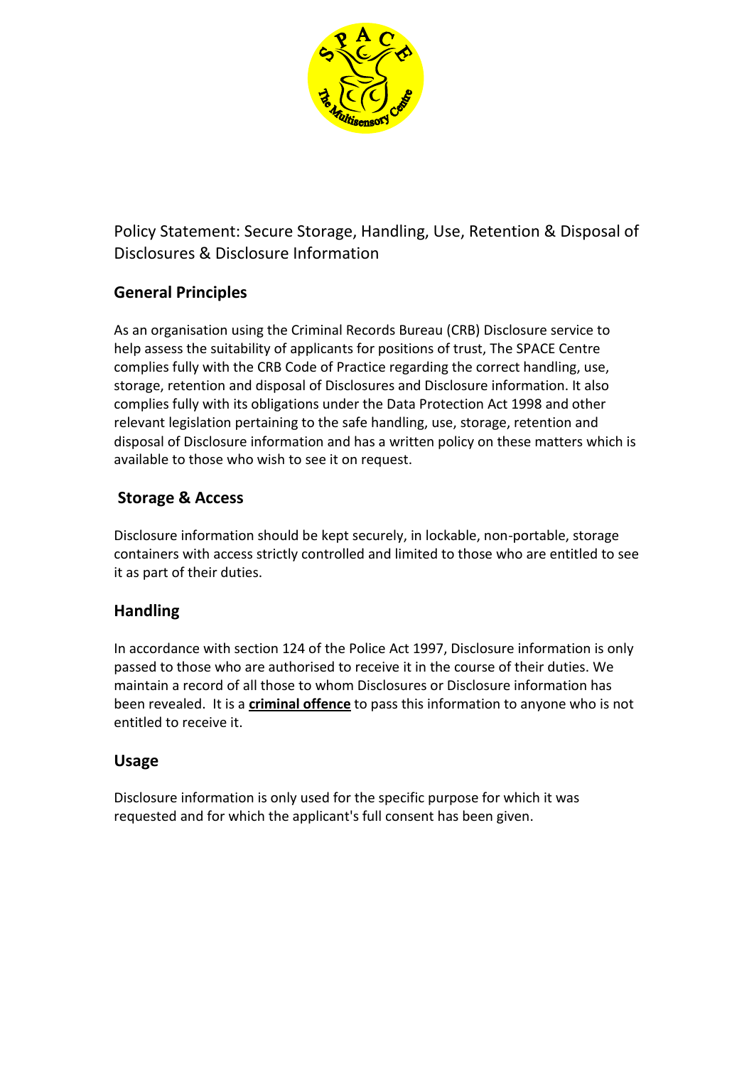Policy Statement: Secure Storage, Handling, Use, Retention & Disposal of Disclosures & Disclosure Information

## General Principles

As an organisation using the Criminal Records Bureau (CRB) Disclosure service to help assess the suitability of applicants for positions of trust, The SPACE Centre complies fully with the CRB Code of Practice regarding the correct handling, use, storage, retention and disposal of Disclosures and Disclosure information. It also complies fully with its obligations under the Data Protection Act 1998 and other relevant legislation pertaining to the safe handling, use, storage, retention and disposal of Disclosure information and has a written policy on these matters which is available to those who wish to see it on request.

## Storage & Access

Disclosure information should be kept securely, in lockable, non-portable, storage containers with access strictly controlled and limited to those who are entitled to see it as part of their duties.

## Handling

In accordance with section 124 of the Police Act 1997, Disclosure information is only passed to those who are authorised to receive it in the course of their duties. We maintain a record of all those to whom Disclosures or Disclosure information has been revealed. It is a **criminal offence** to pass this information to anyone who is not entitled to receive it.

## Usage

Disclosure information is only used for the specific purpose for which it was requested and for which the applicant's full consent has been given.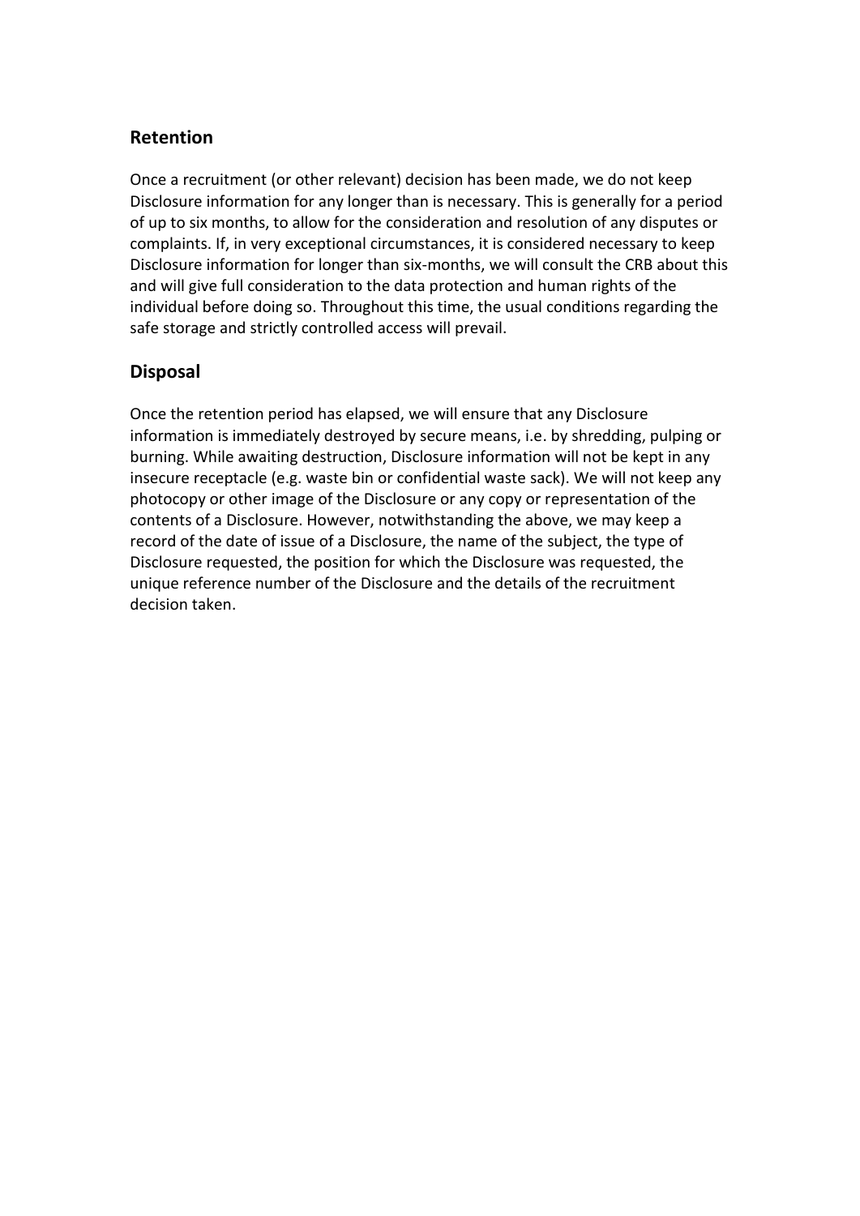## Retention

Once a recruitment (or other relevant) decision has been made, we do not keep Disclosure information for any longer than is necessary. This is generally for a period of up to six months, to allow for the consideration and resolution of any disputes or complaints. If, in very exceptional circumstances, it is considered necessary to keep Disclosure information for longer than six-months, we will consult the CRB about this and will give full consideration to the data protection and human rights of the individual before doing so. Throughout this time, the usual conditions regarding the safe storage and strictly controlled access will prevail.

## Disposal

Once the retention period has elapsed, we will ensure that any Disclosure information is immediately destroyed by secure means, i.e. by shredding, pulping or burning. While awaiting destruction, Disclosure information will not be kept in any insecure receptacle (e.g. waste bin or confidential waste sack). We will not keep any photocopy or other image of the Disclosure or any copy or representation of the contents of a Disclosure. However, notwithstanding the above, we may keep a record of the date of issue of a Disclosure, the name of the subject, the type of Disclosure requested, the position for which the Disclosure was requested, the unique reference number of the Disclosure and the details of the recruitment decision taken.